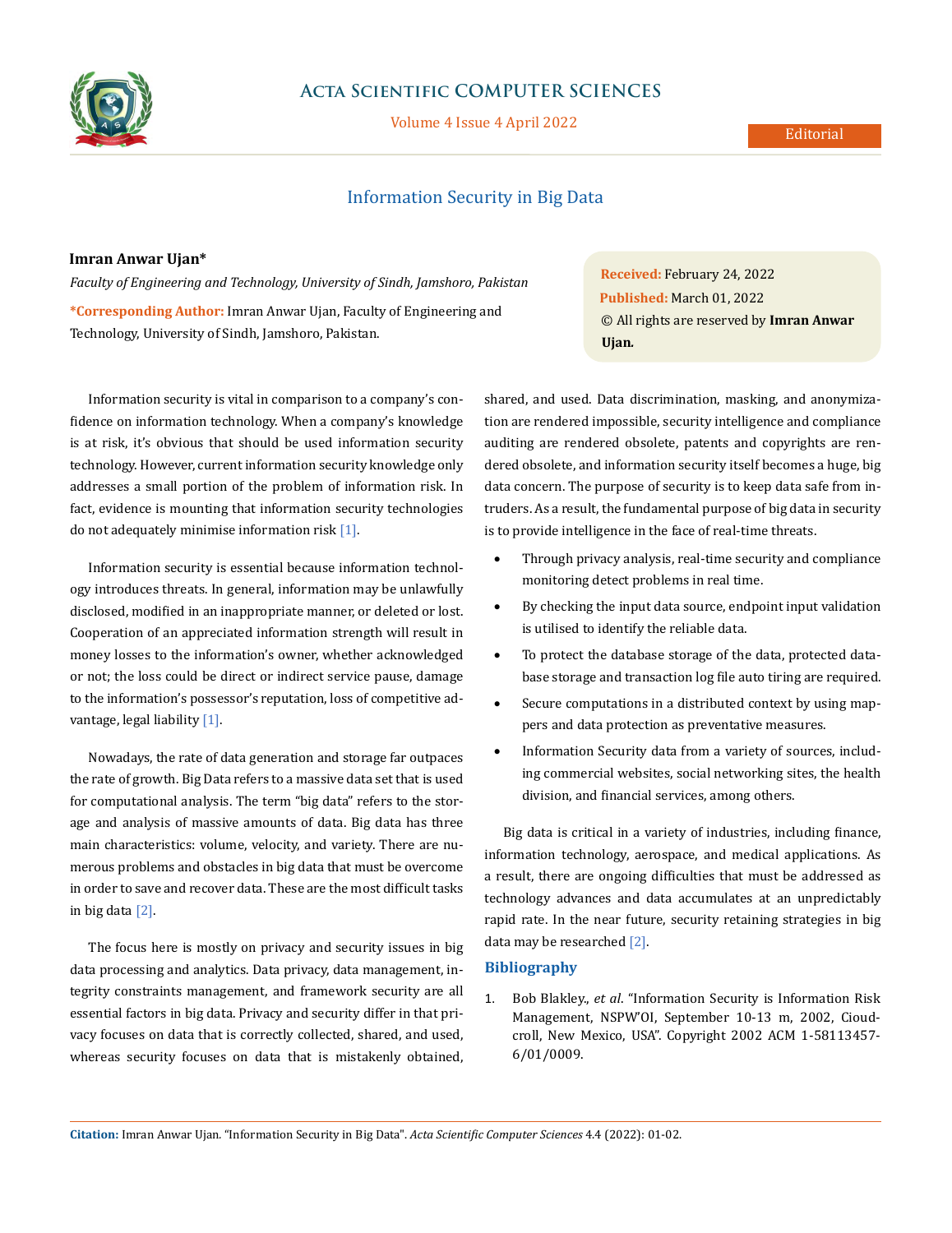Editorial

# Information Security in Big Data

**Imran Anwar Ujan***

*Faculty of Engineering and Technology, University of Sindh, Jamshoro, Pakistan*

**\*Corresponding Author:** Imran Anwar Ujan, Faculty of Engineering and Technology, University of Sindh, Jamshoro, Pakistan.

**Received:** February 24, 2022
**Published:** March 01, 2022
© All rights are reserved by **Imran Anwar Ujan.**

Information security is vital in comparison to a company's confidence on information technology. When a company's knowledge is at risk, it's obvious that should be used information security technology. However, current information security knowledge only addresses a small portion of the problem of information risk. In fact, evidence is mounting that information security technologies do not adequately minimise information risk [1].

Information security is essential because information technology introduces threats. In general, information may be unlawfully disclosed, modified in an inappropriate manner, or deleted or lost. Cooperation of an appreciated information strength will result in money losses to the information's owner, whether acknowledged or not; the loss could be direct or indirect service pause, damage to the information's possessor's reputation, loss of competitive advantage, legal liability [1].

Nowadays, the rate of data generation and storage far outpaces the rate of growth. Big Data refers to a massive data set that is used for computational analysis. The term "big data" refers to the storage and analysis of massive amounts of data. Big data has three main characteristics: volume, velocity, and variety. There are numerous problems and obstacles in big data that must be overcome in order to save and recover data. These are the most difficult tasks in big data [2].

The focus here is mostly on privacy and security issues in big data processing and analytics. Data privacy, data management, integrity constraints management, and framework security are all essential factors in big data. Privacy and security differ in that privacy focuses on data that is correctly collected, shared, and used, whereas security focuses on data that is mistakenly obtained, shared, and used. Data discrimination, masking, and anonymization are rendered impossible, security intelligence and compliance auditing are rendered obsolete, patents and copyrights are rendered obsolete, and information security itself becomes a huge, big data concern. The purpose of security is to keep data safe from intruders. As a result, the fundamental purpose of big data in security is to provide intelligence in the face of real-time threats.

- Through privacy analysis, real-time security and compliance monitoring detect problems in real time.
- By checking the input data source, endpoint input validation is utilised to identify the reliable data.
- To protect the database storage of the data, protected database storage and transaction log file auto tiring are required.
- Secure computations in a distributed context by using mappers and data protection as preventative measures.
- Information Security data from a variety of sources, including commercial websites, social networking sites, the health division, and financial services, among others.

Big data is critical in a variety of industries, including finance, information technology, aerospace, and medical applications. As a result, there are ongoing difficulties that must be addressed as technology advances and data accumulates at an unpredictably rapid rate. In the near future, security retaining strategies in big data may be researched [2].

## Bibliography

1. Bob Blakley., *et al*. "Information Security is Information Risk Management, NSPW'OI, September 10-13 m, 2002, Cioudcroll, New Mexico, USA". Copyright 2002 ACM 1-58113457-6/01/0009.

**Citation:** Imran Anwar Ujan. "Information Security in Big Data". *Acta Scientific Computer Sciences* 4.4 (2022): 01-02.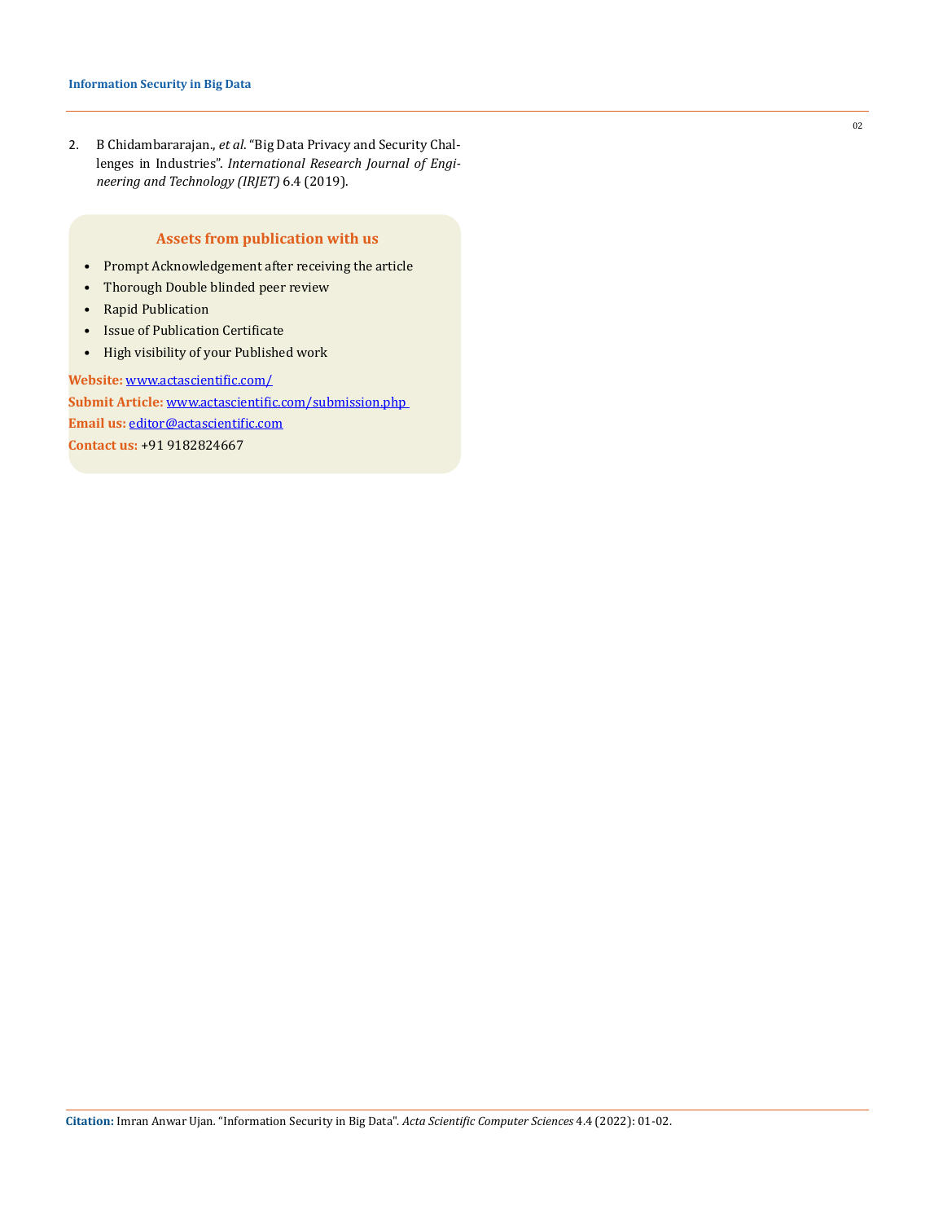2. B Chidambararajan., *et al*. "Big Data Privacy and Security Challenges in Industries". *International Research Journal of Engineering and Technology (IRJET)* 6.4 (2019).

**Assets from publication with us**

- Prompt Acknowledgement after receiving the article
- Thorough Double blinded peer review
- Rapid Publication
- Issue of Publication Certificate
- High visibility of your Published work

**Website:** www.actascientific.com/

**Submit Article:** www.actascientific.com/submission.php

**Email us:** editor@actascientific.com

**Contact us:** +91 9182824667